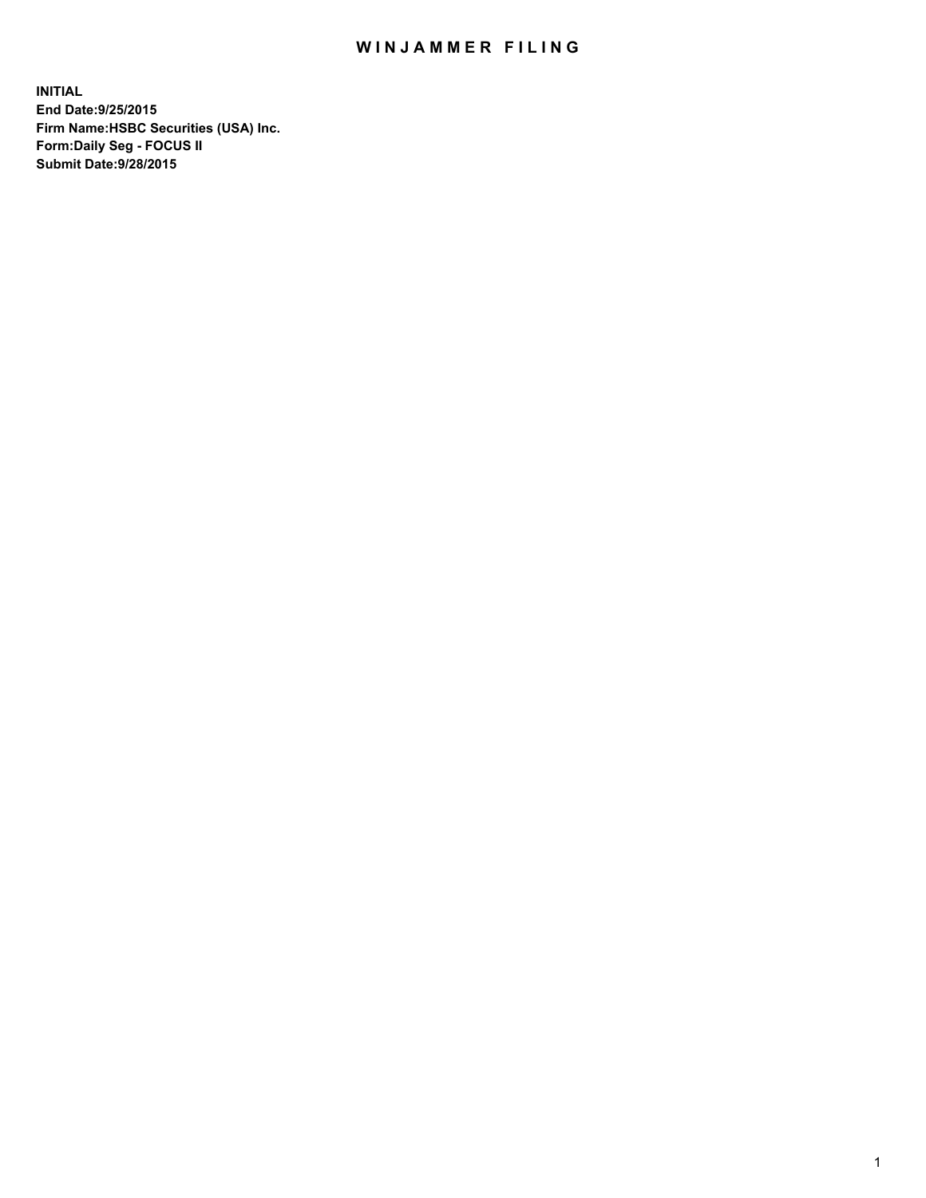# WINJAMMER FILING

**INITIAL**
**End Date:9/25/2015**
**Firm Name:HSBC Securities (USA) Inc.**
**Form:Daily Seg - FOCUS II**
**Submit Date:9/28/2015**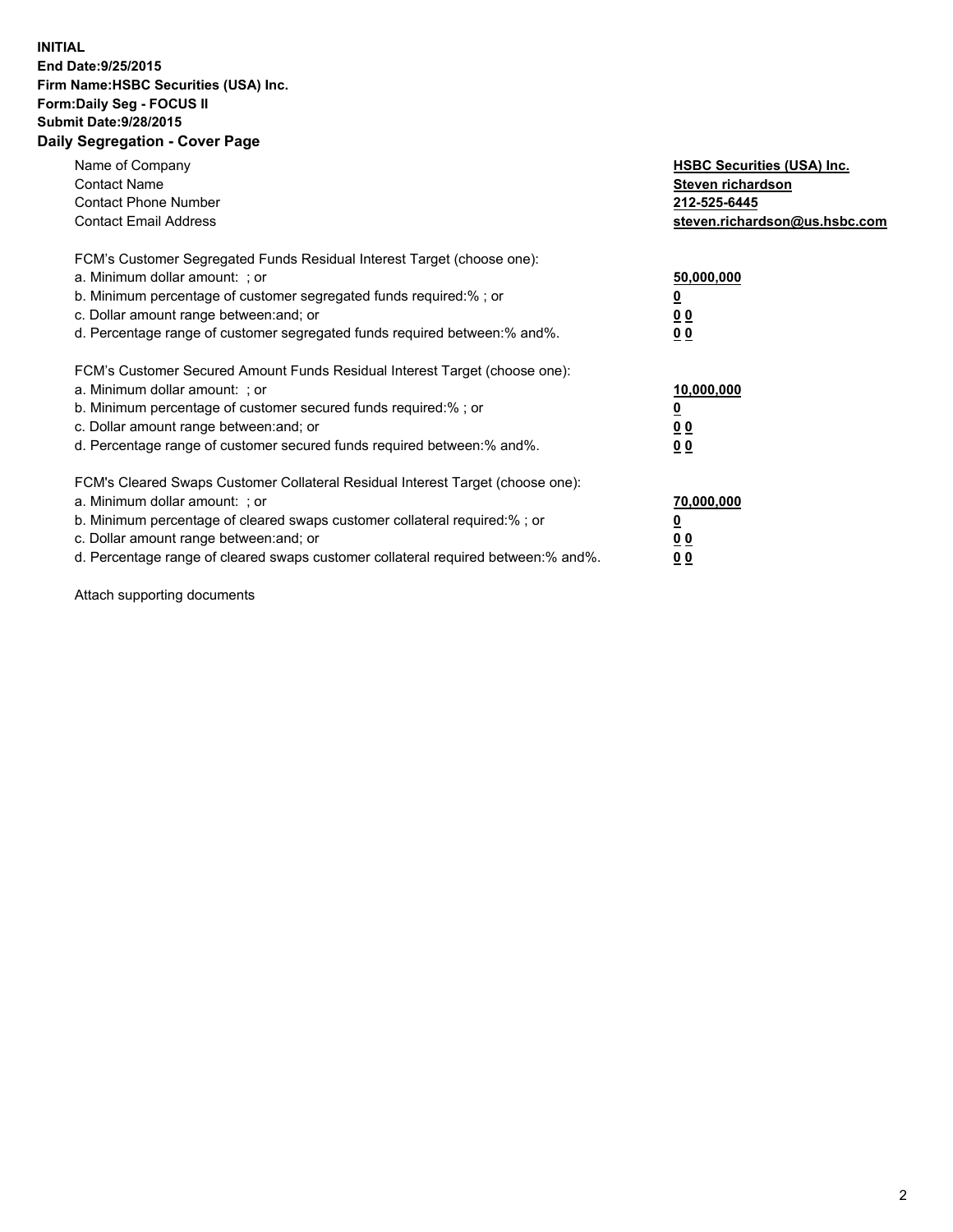**INITIAL**
**End Date:9/25/2015**
**Firm Name:HSBC Securities (USA) Inc.**
**Form:Daily Seg - FOCUS II**
**Submit Date:9/28/2015**

## Daily Segregation - Cover Page

| | |
|---|---|
| Name of Company | **HSBC Securities (USA) Inc.** |
| Contact Name | **Steven richardson** |
| Contact Phone Number | **212-525-6445** |
| Contact Email Address | **steven.richardson@us.hsbc.com** |

| | |
|---|---|
| FCM's Customer Segregated Funds Residual Interest Target (choose one): | |
| a. Minimum dollar amount: ; or | **50,000,000** |
| b. Minimum percentage of customer segregated funds required:% ; or | **0** |
| c. Dollar amount range between:and; or | **0 0** |
| d. Percentage range of customer segregated funds required between:% and%. | **0 0** |
| FCM's Customer Secured Amount Funds Residual Interest Target (choose one): | |
| a. Minimum dollar amount: ; or | **10,000,000** |
| b. Minimum percentage of customer secured funds required:% ; or | **0** |
| c. Dollar amount range between:and; or | **0 0** |
| d. Percentage range of customer secured funds required between:% and%. | **0 0** |
| FCM's Cleared Swaps Customer Collateral Residual Interest Target (choose one): | |
| a. Minimum dollar amount: ; or | **70,000,000** |
| b. Minimum percentage of cleared swaps customer collateral required:% ; or | **0** |
| c. Dollar amount range between:and; or | **0 0** |
| d. Percentage range of cleared swaps customer collateral required between:% and%. | **0 0** |

Attach supporting documents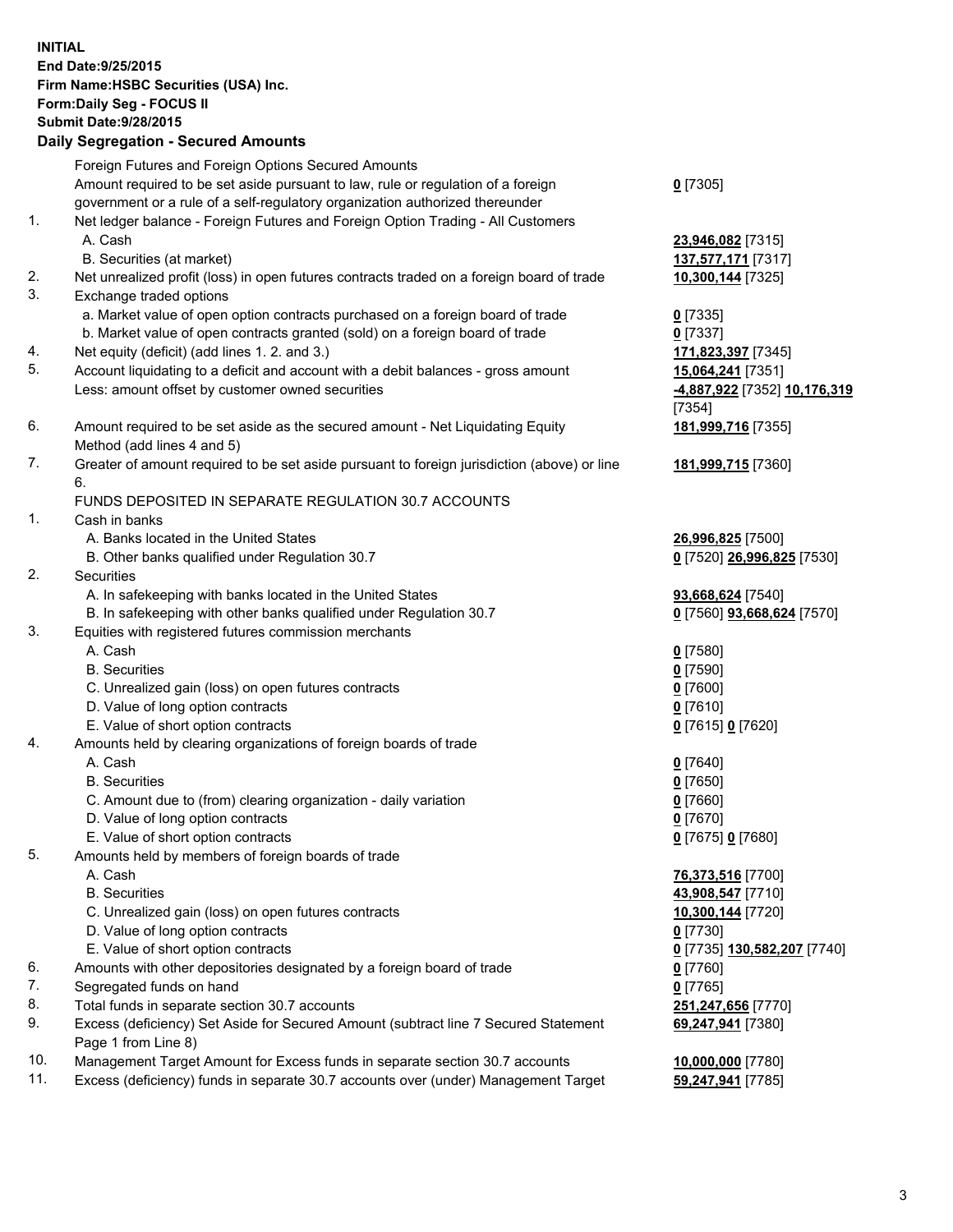**INITIAL**
**End Date:9/25/2015**
**Firm Name:HSBC Securities (USA) Inc.**
**Form:Daily Seg - FOCUS II**
**Submit Date:9/28/2015**

## Daily Segregation - Secured Amounts

| | | |
|---|---|---|
| | Foreign Futures and Foreign Options Secured Amounts | |
| | Amount required to be set aside pursuant to law, rule or regulation of a foreign government or a rule of a self-regulatory organization authorized thereunder | **0** [7305] |
| 1. | Net ledger balance - Foreign Futures and Foreign Option Trading - All Customers | |
| | A. Cash | **23,946,082** [7315] |
| | B. Securities (at market) | **137,577,171** [7317] |
| 2. | Net unrealized profit (loss) in open futures contracts traded on a foreign board of trade | **10,300,144** [7325] |
| 3. | Exchange traded options | |
| | a. Market value of open option contracts purchased on a foreign board of trade | **0** [7335] |
| | b. Market value of open contracts granted (sold) on a foreign board of trade | **0** [7337] |
| 4. | Net equity (deficit) (add lines 1. 2. and 3.) | **171,823,397** [7345] |
| 5. | Account liquidating to a deficit and account with a debit balances - gross amount | **15,064,241** [7351] |
| | Less: amount offset by customer owned securities | **-4,887,922** [7352] **10,176,319** [7354] |
| 6. | Amount required to be set aside as the secured amount - Net Liquidating Equity Method (add lines 4 and 5) | **181,999,716** [7355] |
| 7. | Greater of amount required to be set aside pursuant to foreign jurisdiction (above) or line 6. | **181,999,715** [7360] |
| | FUNDS DEPOSITED IN SEPARATE REGULATION 30.7 ACCOUNTS | |
| 1. | Cash in banks | |
| | A. Banks located in the United States | **26,996,825** [7500] |
| | B. Other banks qualified under Regulation 30.7 | **0** [7520] **26,996,825** [7530] |
| 2. | Securities | |
| | A. In safekeeping with banks located in the United States | **93,668,624** [7540] |
| | B. In safekeeping with other banks qualified under Regulation 30.7 | **0** [7560] **93,668,624** [7570] |
| 3. | Equities with registered futures commission merchants | |
| | A. Cash | **0** [7580] |
| | B. Securities | **0** [7590] |
| | C. Unrealized gain (loss) on open futures contracts | **0** [7600] |
| | D. Value of long option contracts | **0** [7610] |
| | E. Value of short option contracts | **0** [7615] **0** [7620] |
| 4. | Amounts held by clearing organizations of foreign boards of trade | |
| | A. Cash | **0** [7640] |
| | B. Securities | **0** [7650] |
| | C. Amount due to (from) clearing organization - daily variation | **0** [7660] |
| | D. Value of long option contracts | **0** [7670] |
| | E. Value of short option contracts | **0** [7675] **0** [7680] |
| 5. | Amounts held by members of foreign boards of trade | |
| | A. Cash | **76,373,516** [7700] |
| | B. Securities | **43,908,547** [7710] |
| | C. Unrealized gain (loss) on open futures contracts | **10,300,144** [7720] |
| | D. Value of long option contracts | **0** [7730] |
| | E. Value of short option contracts | **0** [7735] **130,582,207** [7740] |
| 6. | Amounts with other depositories designated by a foreign board of trade | **0** [7760] |
| 7. | Segregated funds on hand | **0** [7765] |
| 8. | Total funds in separate section 30.7 accounts | **251,247,656** [7770] |
| 9. | Excess (deficiency) Set Aside for Secured Amount (subtract line 7 Secured Statement Page 1 from Line 8) | **69,247,941** [7380] |
| 10. | Management Target Amount for Excess funds in separate section 30.7 accounts | **10,000,000** [7780] |
| 11. | Excess (deficiency) funds in separate 30.7 accounts over (under) Management Target | **59,247,941** [7785] |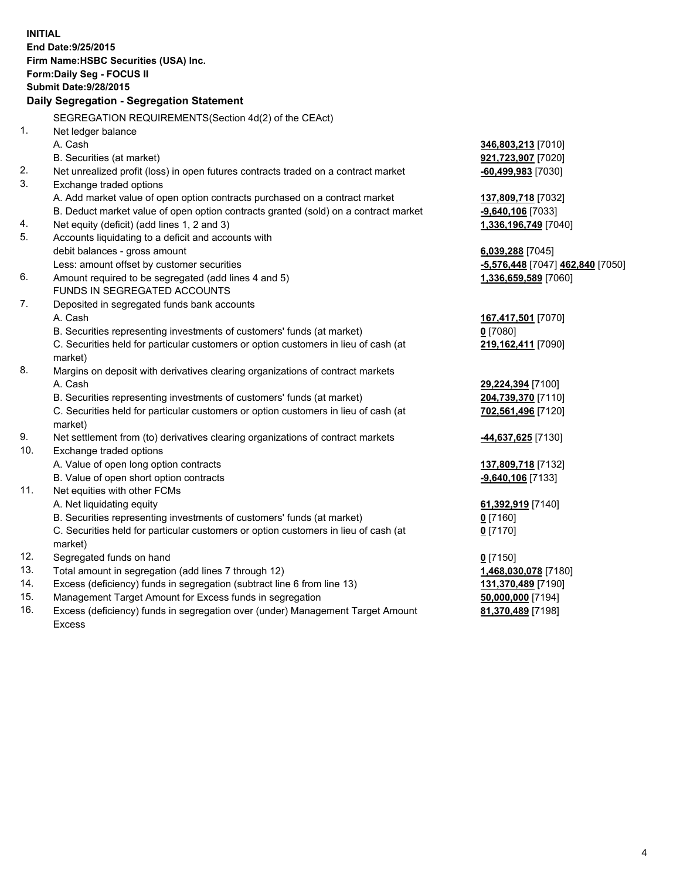**INITIAL**
**End Date:9/25/2015**
**Firm Name:HSBC Securities (USA) Inc.**
**Form:Daily Seg - FOCUS II**
**Submit Date:9/28/2015**

**Daily Segregation - Segregation Statement**

| | | |
|---|---|---|
| | SEGREGATION REQUIREMENTS(Section 4d(2) of the CEAct) | |
| 1. | Net ledger balance | |
| | A. Cash | **346,803,213** [7010] |
| | B. Securities (at market) | **921,723,907** [7020] |
| 2. | Net unrealized profit (loss) in open futures contracts traded on a contract market | **-60,499,983** [7030] |
| 3. | Exchange traded options | |
| | A. Add market value of open option contracts purchased on a contract market | **137,809,718** [7032] |
| | B. Deduct market value of open option contracts granted (sold) on a contract market | **-9,640,106** [7033] |
| 4. | Net equity (deficit) (add lines 1, 2 and 3) | **1,336,196,749** [7040] |
| 5. | Accounts liquidating to a deficit and accounts with debit balances - gross amount | **6,039,288** [7045] |
| | Less: amount offset by customer securities | **-5,576,448** [7047] **462,840** [7050] |
| 6. | Amount required to be segregated (add lines 4 and 5) | **1,336,659,589** [7060] |
| | FUNDS IN SEGREGATED ACCOUNTS | |
| 7. | Deposited in segregated funds bank accounts | |
| | A. Cash | **167,417,501** [7070] |
| | B. Securities representing investments of customers' funds (at market) | **0** [7080] |
| | C. Securities held for particular customers or option customers in lieu of cash (at market) | **219,162,411** [7090] |
| 8. | Margins on deposit with derivatives clearing organizations of contract markets | |
| | A. Cash | **29,224,394** [7100] |
| | B. Securities representing investments of customers' funds (at market) | **204,739,370** [7110] |
| | C. Securities held for particular customers or option customers in lieu of cash (at market) | **702,561,496** [7120] |
| 9. | Net settlement from (to) derivatives clearing organizations of contract markets | **-44,637,625** [7130] |
| 10. | Exchange traded options | |
| | A. Value of open long option contracts | **137,809,718** [7132] |
| | B. Value of open short option contracts | **-9,640,106** [7133] |
| 11. | Net equities with other FCMs | |
| | A. Net liquidating equity | **61,392,919** [7140] |
| | B. Securities representing investments of customers' funds (at market) | **0** [7160] |
| | C. Securities held for particular customers or option customers in lieu of cash (at market) | **0** [7170] |
| 12. | Segregated funds on hand | **0** [7150] |
| 13. | Total amount in segregation (add lines 7 through 12) | **1,468,030,078** [7180] |
| 14. | Excess (deficiency) funds in segregation (subtract line 6 from line 13) | **131,370,489** [7190] |
| 15. | Management Target Amount for Excess funds in segregation | **50,000,000** [7194] |
| 16. | Excess (deficiency) funds in segregation over (under) Management Target Amount Excess | **81,370,489** [7198] |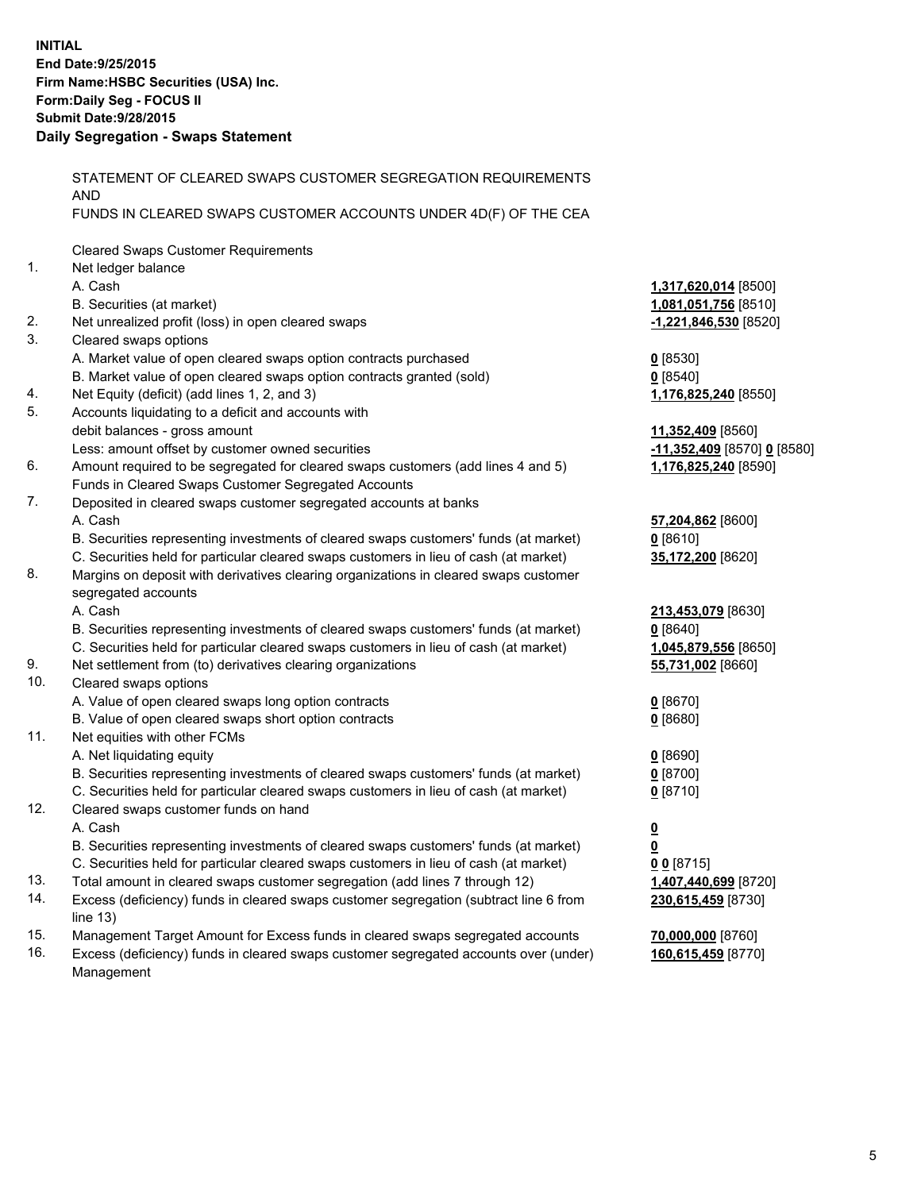**INITIAL**
**End Date:9/25/2015**
**Firm Name:HSBC Securities (USA) Inc.**
**Form:Daily Seg - FOCUS II**
**Submit Date:9/28/2015**
**Daily Segregation - Swaps Statement**

STATEMENT OF CLEARED SWAPS CUSTOMER SEGREGATION REQUIREMENTS AND FUNDS IN CLEARED SWAPS CUSTOMER ACCOUNTS UNDER 4D(F) OF THE CEA

| | | |
|---|---|---|
| | Cleared Swaps Customer Requirements | |
| 1. | Net ledger balance | |
| | A. Cash | **1,317,620,014** [8500] |
| | B. Securities (at market) | **1,081,051,756** [8510] |
| 2. | Net unrealized profit (loss) in open cleared swaps | **-1,221,846,530** [8520] |
| 3. | Cleared swaps options | |
| | A. Market value of open cleared swaps option contracts purchased | **0** [8530] |
| | B. Market value of open cleared swaps option contracts granted (sold) | **0** [8540] |
| 4. | Net Equity (deficit) (add lines 1, 2, and 3) | **1,176,825,240** [8550] |
| 5. | Accounts liquidating to a deficit and accounts with | |
| | debit balances - gross amount | **11,352,409** [8560] |
| | Less: amount offset by customer owned securities | **-11,352,409** [8570] **0** [8580] |
| 6. | Amount required to be segregated for cleared swaps customers (add lines 4 and 5) | **1,176,825,240** [8590] |
| | Funds in Cleared Swaps Customer Segregated Accounts | |
| 7. | Deposited in cleared swaps customer segregated accounts at banks | |
| | A. Cash | **57,204,862** [8600] |
| | B. Securities representing investments of cleared swaps customers' funds (at market) | **0** [8610] |
| | C. Securities held for particular cleared swaps customers in lieu of cash (at market) | **35,172,200** [8620] |
| 8. | Margins on deposit with derivatives clearing organizations in cleared swaps customer segregated accounts | |
| | A. Cash | **213,453,079** [8630] |
| | B. Securities representing investments of cleared swaps customers' funds (at market) | **0** [8640] |
| | C. Securities held for particular cleared swaps customers in lieu of cash (at market) | **1,045,879,556** [8650] |
| 9. | Net settlement from (to) derivatives clearing organizations | **55,731,002** [8660] |
| 10. | Cleared swaps options | |
| | A. Value of open cleared swaps long option contracts | **0** [8670] |
| | B. Value of open cleared swaps short option contracts | **0** [8680] |
| 11. | Net equities with other FCMs | |
| | A. Net liquidating equity | **0** [8690] |
| | B. Securities representing investments of cleared swaps customers' funds (at market) | **0** [8700] |
| | C. Securities held for particular cleared swaps customers in lieu of cash (at market) | **0** [8710] |
| 12. | Cleared swaps customer funds on hand | |
| | A. Cash | **0** |
| | B. Securities representing investments of cleared swaps customers' funds (at market) | **0** |
| | C. Securities held for particular cleared swaps customers in lieu of cash (at market) | **0** **0** [8715] |
| 13. | Total amount in cleared swaps customer segregation (add lines 7 through 12) | **1,407,440,699** [8720] |
| 14. | Excess (deficiency) funds in cleared swaps customer segregation (subtract line 6 from line 13) | **230,615,459** [8730] |
| 15. | Management Target Amount for Excess funds in cleared swaps segregated accounts | **70,000,000** [8760] |
| 16. | Excess (deficiency) funds in cleared swaps customer segregated accounts over (under) Management | **160,615,459** [8770] |